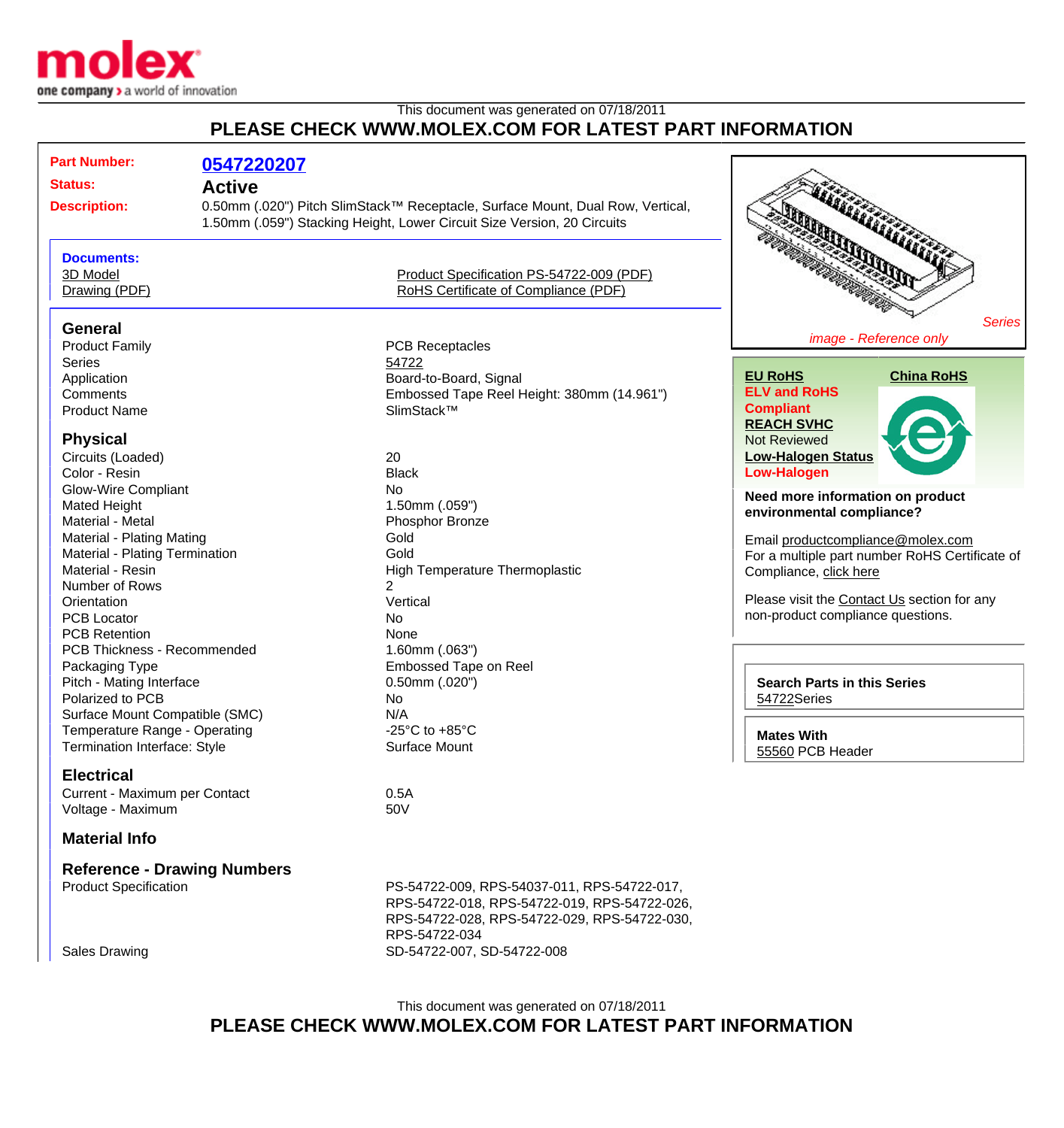This document was generated on 07/18/2011

**PLEASE CHECK WWW.MOLEX.COM FOR LATEST PART INFORMATION**

**Part Number:** 0547220207

**Status:** Active

**Description:** 0.50mm (.020") Pitch SlimStack™ Receptacle, Surface Mount, Dual Row, Vertical, 1.50mm (.059") Stacking Height, Lower Circuit Size Version, 20 Circuits

**Documents:**

- 3D Model
- Drawing (PDF)
- Product Specification PS-54722-009 (PDF)
- RoHS Certificate of Compliance (PDF)

*Series*

*image - Reference only*

## General

| | |
|---|---|
| Product Family | PCB Receptacles |
| Series | 54722 |
| Application | Board-to-Board, Signal |
| Comments | Embossed Tape Reel Height: 380mm (14.961") |
| Product Name | SlimStack™ |

## Physical

| | |
|---|---|
| Circuits (Loaded) | 20 |
| Color - Resin | Black |
| Glow-Wire Compliant | No |
| Mated Height | 1.50mm (.059") |
| Material - Metal | Phosphor Bronze |
| Material - Plating Mating | Gold |
| Material - Plating Termination | Gold |
| Material - Resin | High Temperature Thermoplastic |
| Number of Rows | 2 |
| Orientation | Vertical |
| PCB Locator | No |
| PCB Retention | None |
| PCB Thickness - Recommended | 1.60mm (.063") |
| Packaging Type | Embossed Tape on Reel |
| Pitch - Mating Interface | 0.50mm (.020") |
| Polarized to PCB | No |
| Surface Mount Compatible (SMC) | N/A |
| Temperature Range - Operating | -25°C to +85°C |
| Termination Interface: Style | Surface Mount |

## Electrical

| | |
|---|---|
| Current - Maximum per Contact | 0.5A |
| Voltage - Maximum | 50V |

## Material Info

## Reference - Drawing Numbers

| | |
|---|---|
| Product Specification | PS-54722-009, RPS-54037-011, RPS-54722-017, RPS-54722-018, RPS-54722-019, RPS-54722-026, RPS-54722-028, RPS-54722-029, RPS-54722-030, RPS-54722-034 |
| Sales Drawing | SD-54722-007, SD-54722-008 |

**EU RoHS**

**ELV and RoHS Compliant**

**REACH SVHC**

Not Reviewed

**Low-Halogen Status**

**Low-Halogen**

**China RoHS**

**Need more information on product environmental compliance?**

Email productcompliance@molex.com

For a multiple part number RoHS Certificate of Compliance, click here

Please visit the Contact Us section for any non-product compliance questions.

**Search Parts in this Series**

54722Series

**Mates With**

55560 PCB Header

This document was generated on 07/18/2011

**PLEASE CHECK WWW.MOLEX.COM FOR LATEST PART INFORMATION**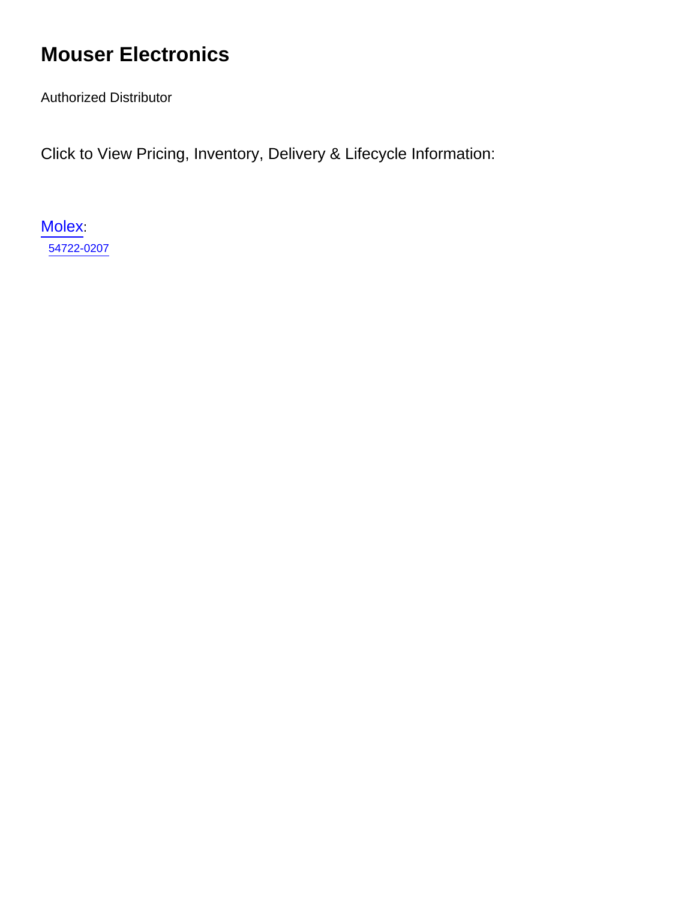# Mouser Electronics

Authorized Distributor

Click to View Pricing, Inventory, Delivery & Lifecycle Information:

Molex:

54722-0207